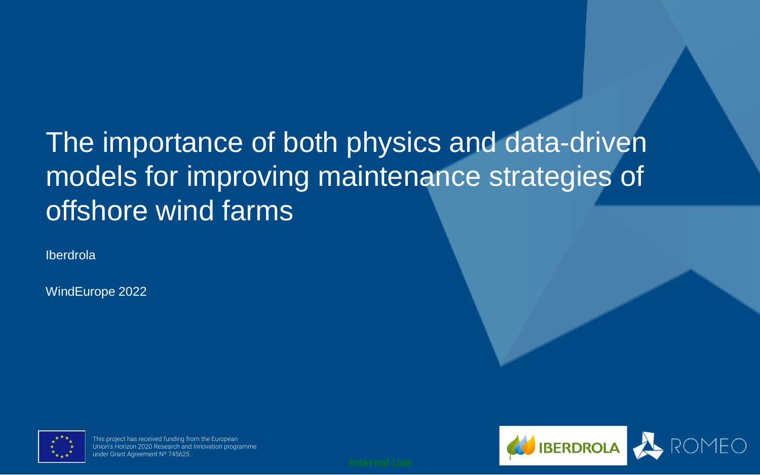# The importance of both physics and data-driven models for improving maintenance strategies of offshore wind farms

Iberdrola

WindEurope 2022

This project has received funding from the European Union's Horizon 2020 Research and Innovation programme under Grant Agreement Nº 745625.

Internal Use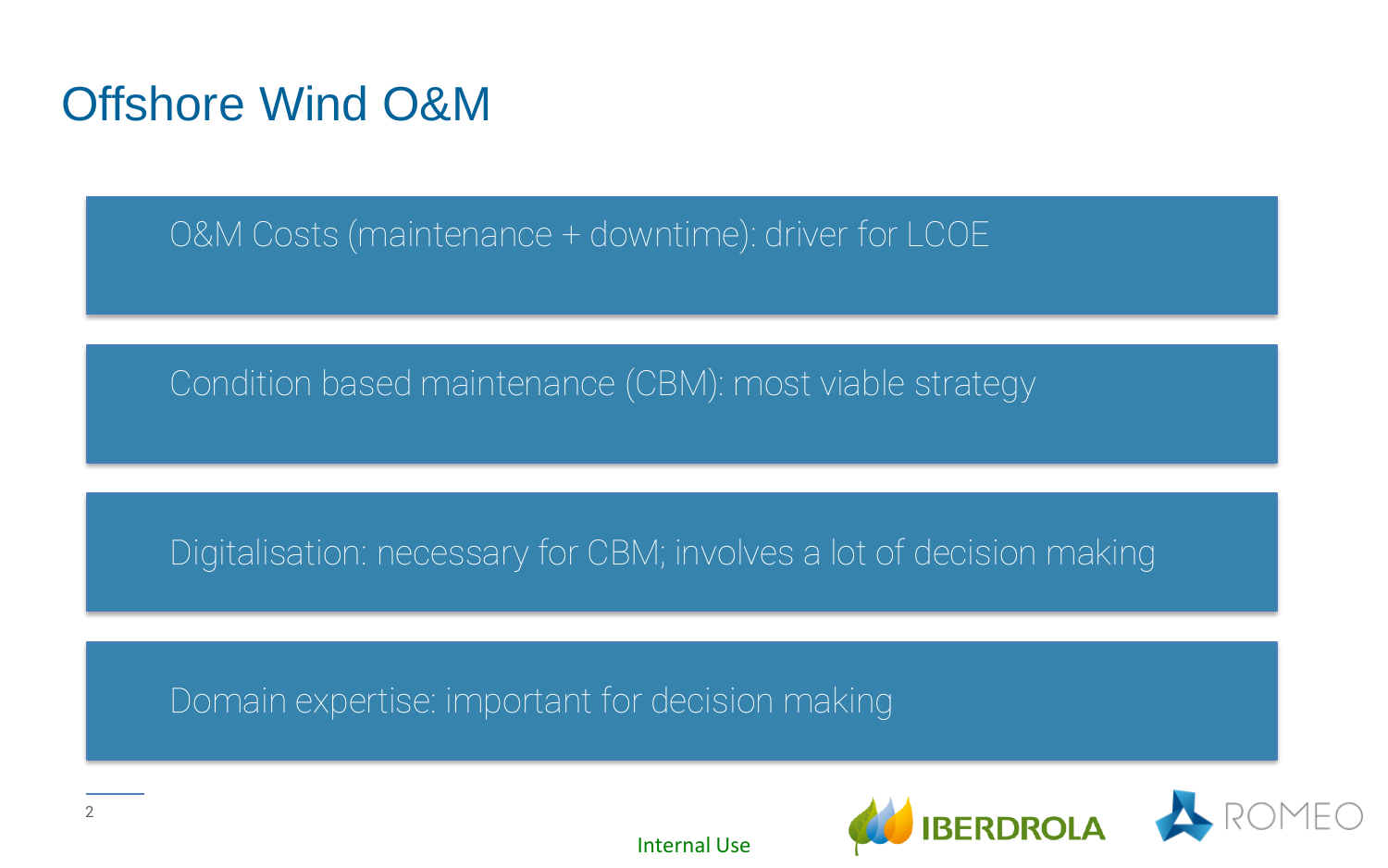# Offshore Wind O&M

- O&M Costs (maintenance + downtime): driver for LCOE
- Condition based maintenance (CBM): most viable strategy
- Digitalisation: necessary for CBM; involves a lot of decision making
- Domain expertise: important for decision making

Internal Use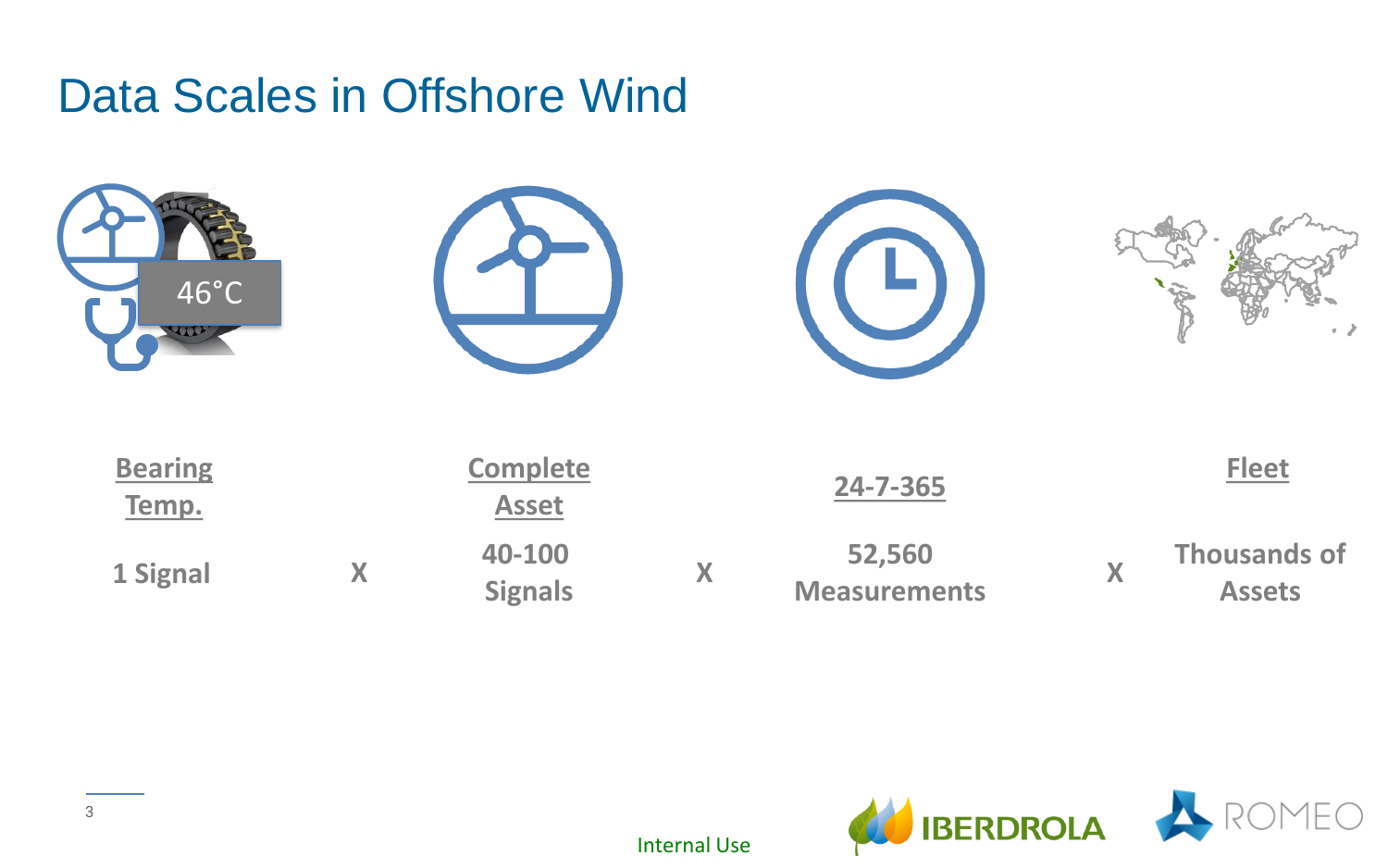# Data Scales in Offshore Wind

46°C

| Bearing Temp. | | Complete Asset | | 24-7-365 | | Fleet |
|---|---|---|---|---|---|---|
| 1 Signal | X | 40-100 Signals | X | 52,560 Measurements | X | Thousands of Assets |

Internal Use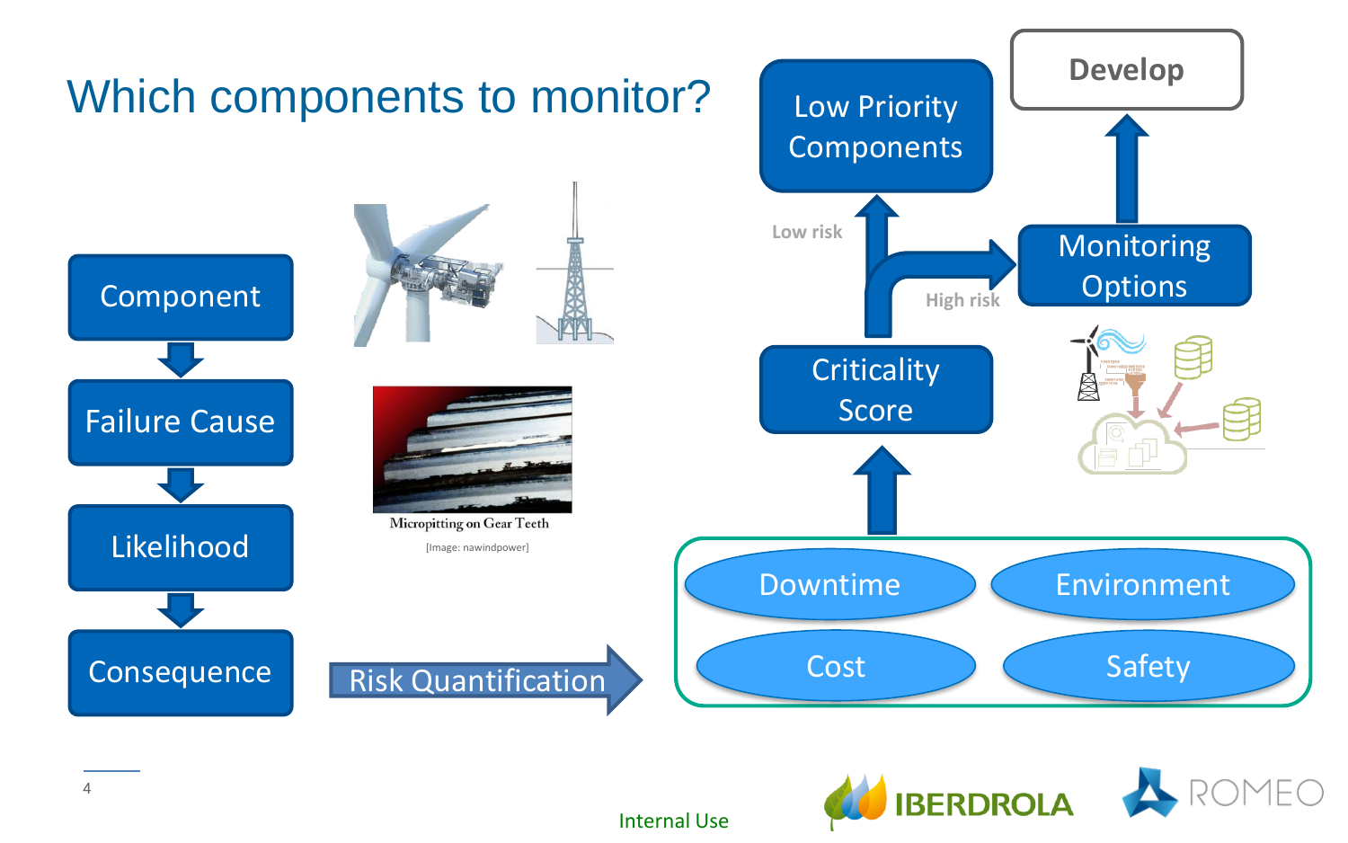# Which components to monitor?

- Component
- Failure Cause
- Likelihood
- Consequence

Micropitting on Gear Teeth

[Image: nawindpower]

Risk Quantification

- Downtime
- Environment
- Cost
- Safety

Criticality Score

Low risk → Low Priority Components

High risk → Monitoring Options → Develop

Internal Use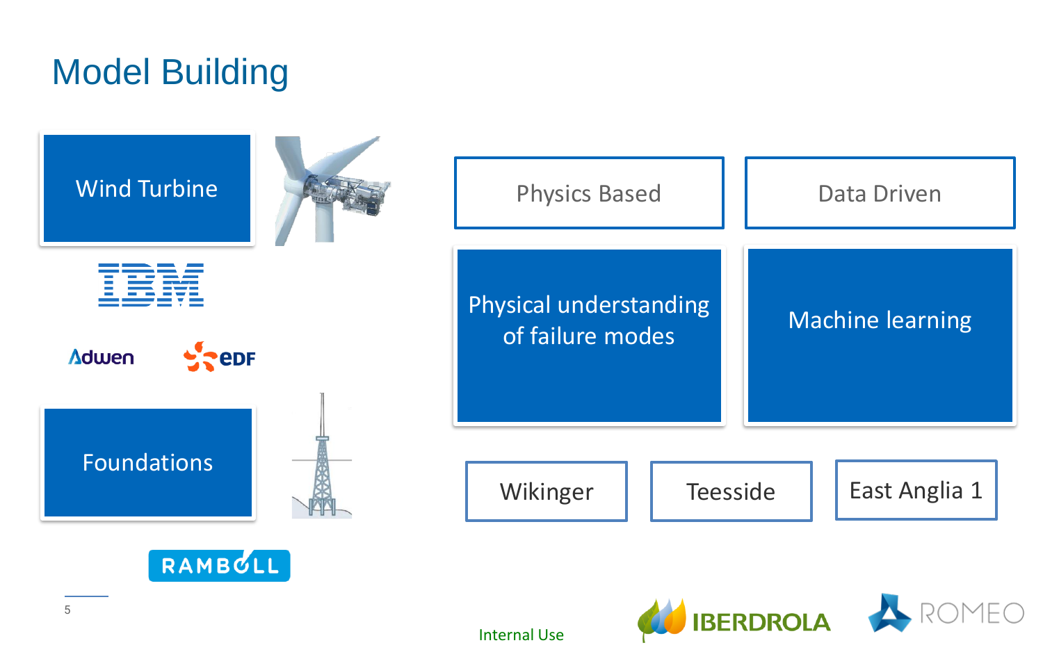# Model Building

Wind Turbine

IBM

Adwen

EDF

Foundations

RAMBOLL

Physics Based

Physical understanding of failure modes

Data Driven

Machine learning

Wikinger

Teesside

East Anglia 1

Internal Use

IBERDROLA

ROMEO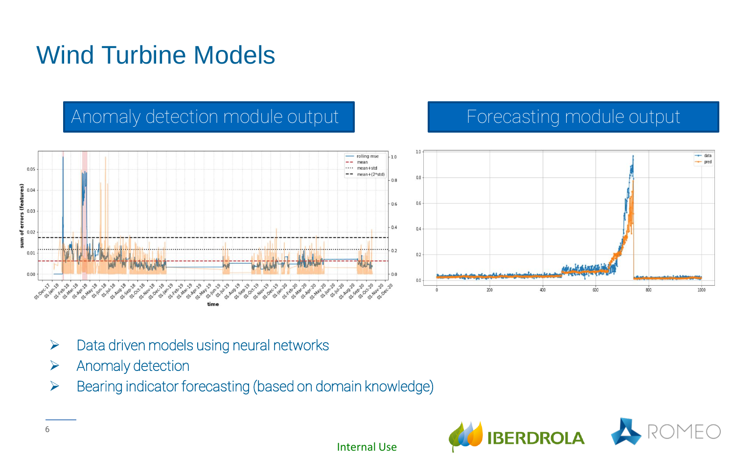# Wind Turbine Models

## Anomaly detection module output

## Forecasting module output

- Data driven models using neural networks
- Anomaly detection
- Bearing indicator forecasting (based on domain knowledge)

Internal Use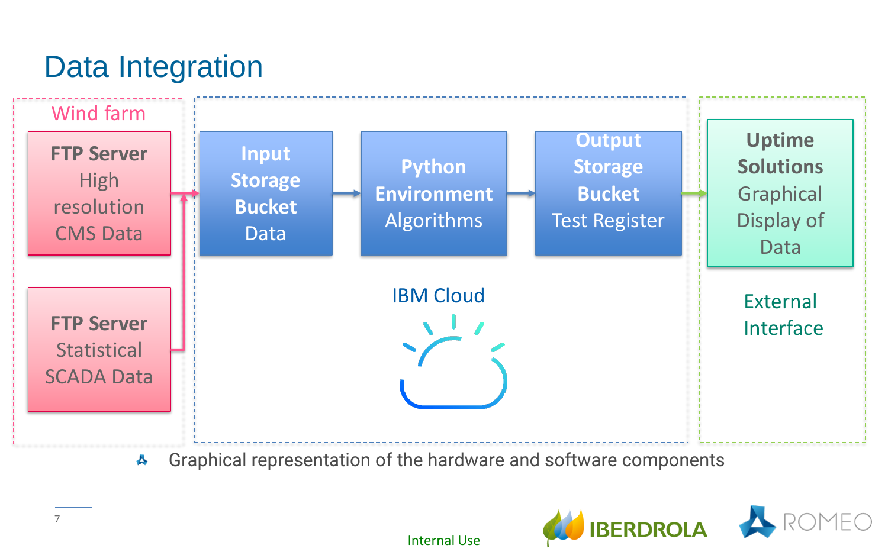# Data Integration

**Wind farm**

- **FTP Server** High resolution CMS Data
- **FTP Server** Statistical SCADA Data

**IBM Cloud**

- **Input Storage Bucket** Data
- **Python Environment** Algorithms
- **Output Storage Bucket** Test Register

**External Interface**

- **Uptime Solutions** Graphical Display of Data

Graphical representation of the hardware and software components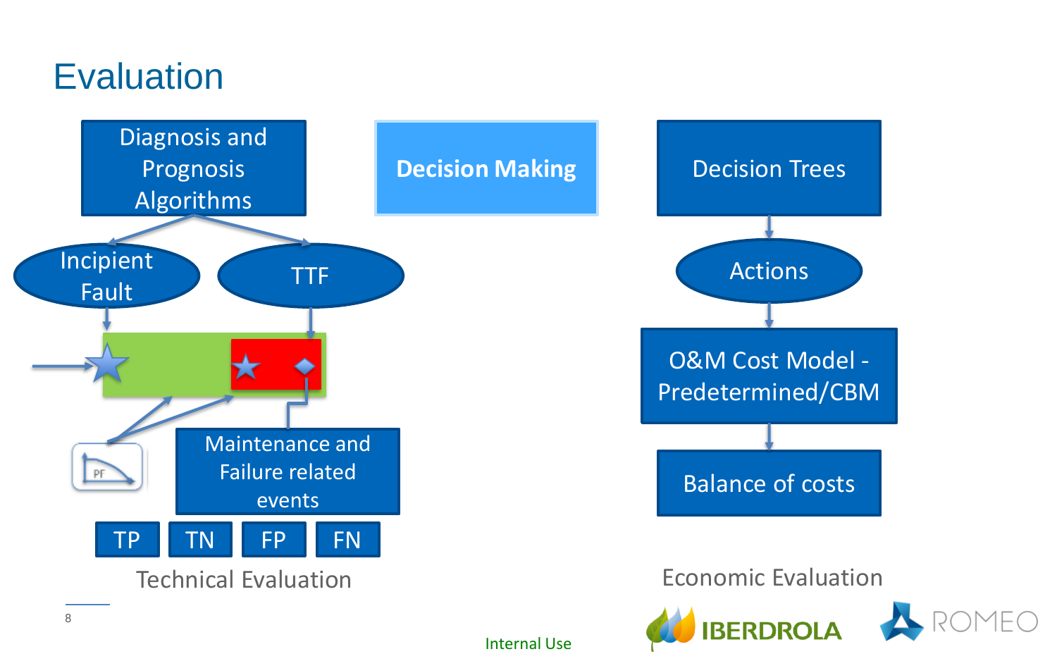# Evaluation

Diagnosis and Prognosis Algorithms

Incipient Fault

TTF

Maintenance and Failure related events

TP | TN | FP | FN

Technical Evaluation

**Decision Making**

Decision Trees

Actions

O&M Cost Model - Predetermined/CBM

Balance of costs

Economic Evaluation

Internal Use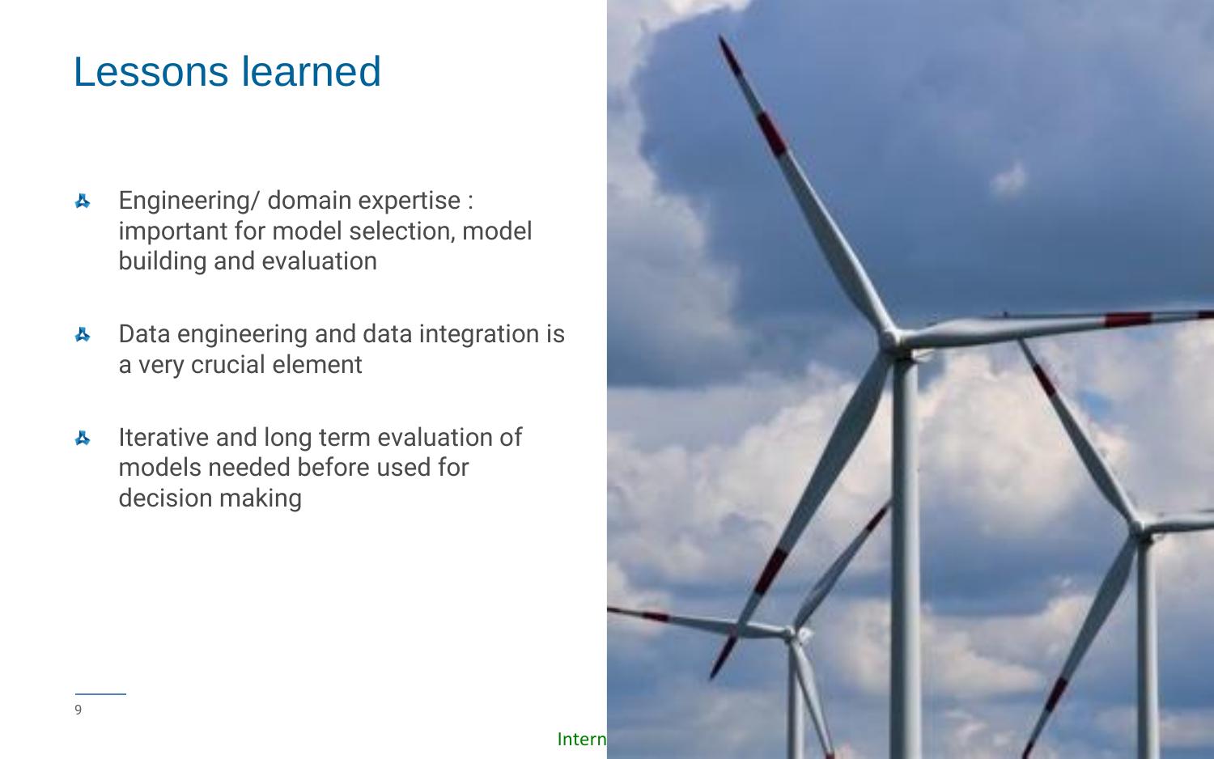# Lessons learned

- Engineering/ domain expertise : important for model selection, model building and evaluation
- Data engineering and data integration is a very crucial element
- Iterative and long term evaluation of models needed before used for decision making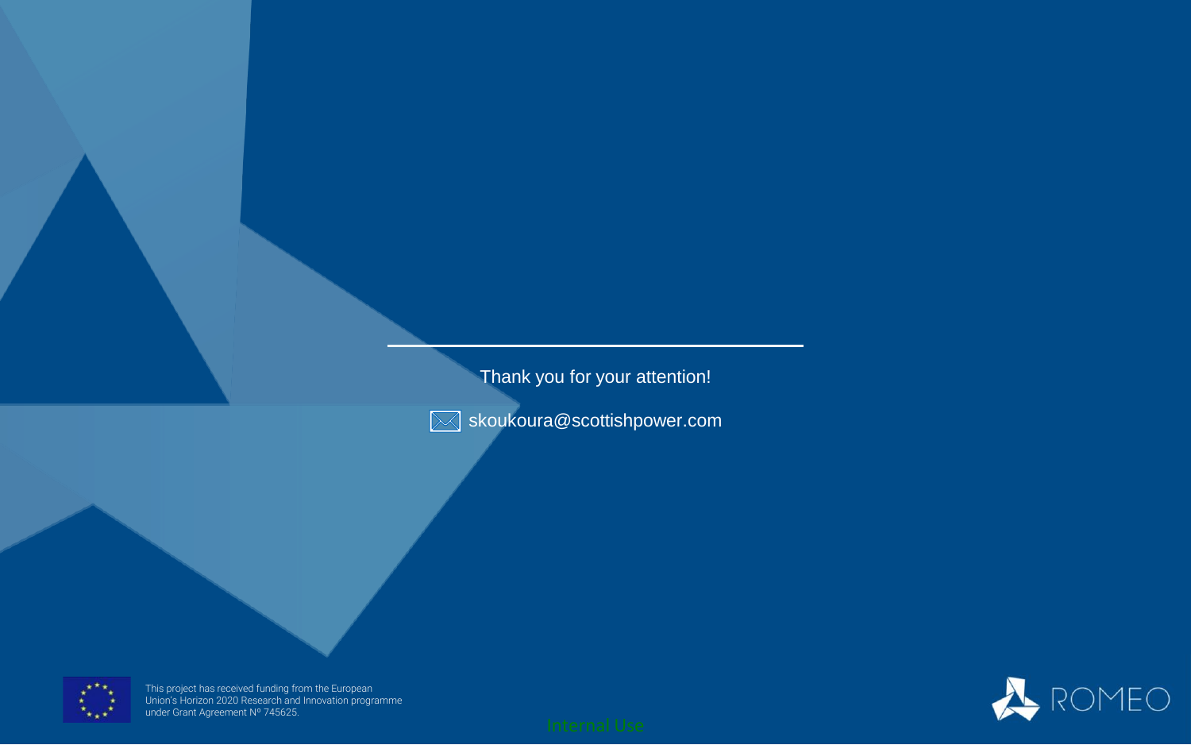Thank you for your attention!

skoukoura@scottishpower.com

This project has received funding from the European Union's Horizon 2020 Research and Innovation programme under Grant Agreement Nº 745625.

ROMEO